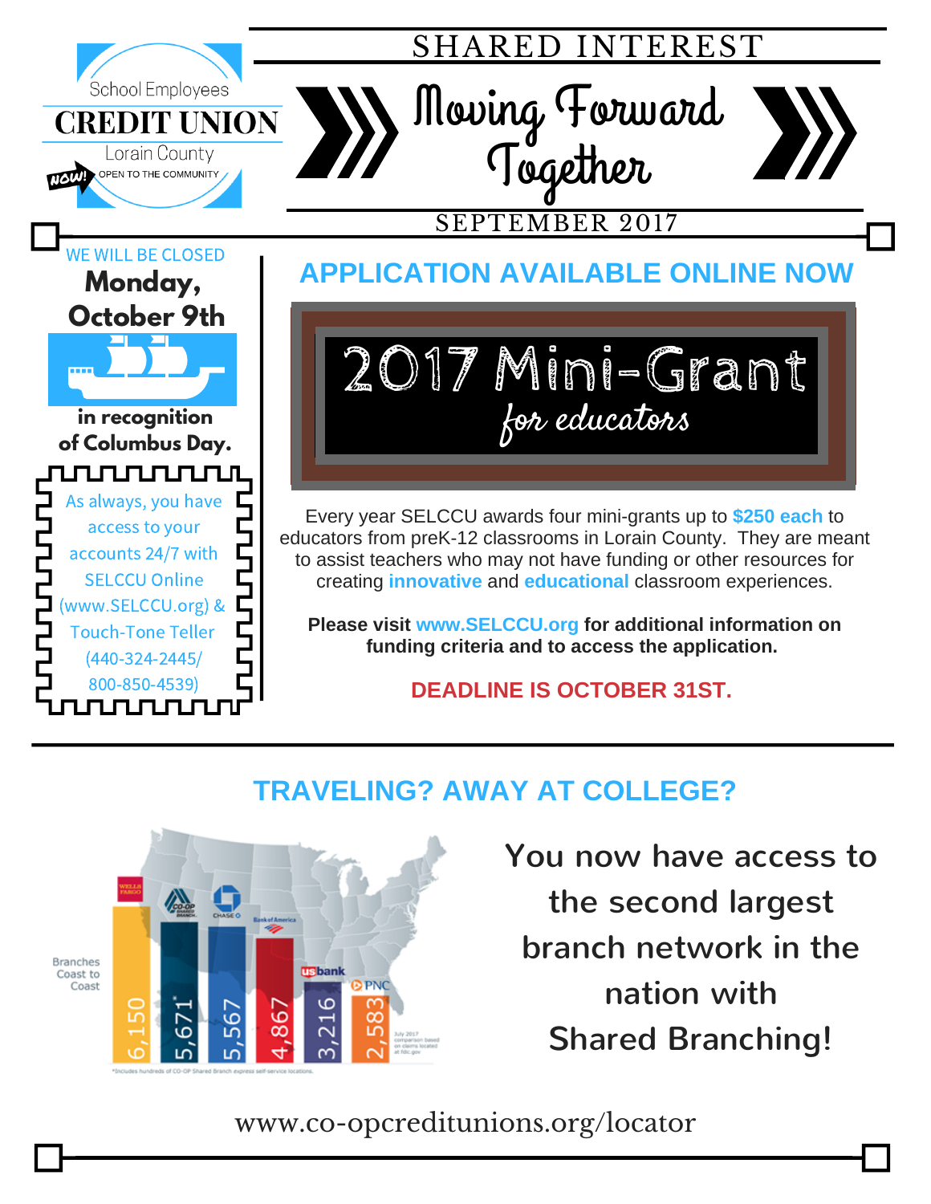School Employees

**CREDIT UNION**

Lorain County

NOW! OPEN TO THE COMMUNITY

# SHARED INTEREST

## Moving Forward Together

SEPTEMBER 2017

WE WILL BE CLOSED

**Monday, October 9th**

**in recognition of Columbus Day.**

As always, you have access to your accounts 24/7 with SELCCU Online (www.SELCCU.org) & Touch-Tone Teller (440-324-2445/ 800-850-4539)

## APPLICATION AVAILABLE ONLINE NOW

### 2017 Mini-Grant

*for educators*

Every year SELCCU awards four mini-grants up to **$250 each** to educators from preK-12 classrooms in Lorain County. They are meant to assist teachers who may not have funding or other resources for creating **innovative** and **educational** classroom experiences.

**Please visit www.SELCCU.org for additional information on funding criteria and to access the application.**

**DEADLINE IS OCTOBER 31ST.**

## TRAVELING? AWAY AT COLLEGE?

Branches Coast to Coast

| Wells Fargo | CO-OP Shared Branch | Chase | Bank of America | US Bank | PNC |
|---|---|---|---|---|---|
| 6,150 | 5,671* | 5,567 | 4,867 | 3,216 | 2,583 |

July 2017 comparison based on claims located at fdic.gov

*Includes hundreds of CO-OP Shared Branch express self-service locations.

**You now have access to the second largest branch network in the nation with Shared Branching!**

www.co-opcreditunions.org/locator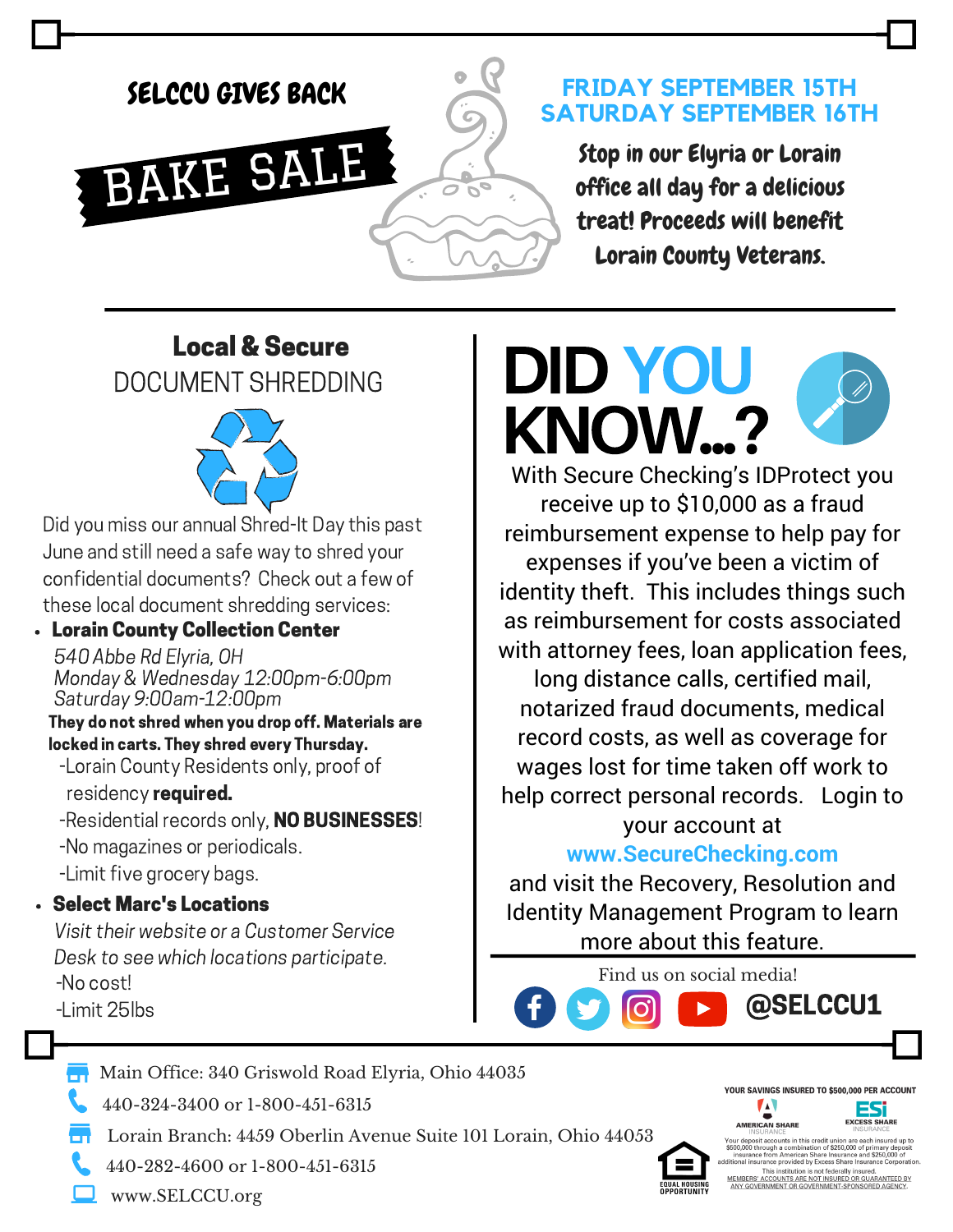## SELCCU GIVES BACK

# BAKE SALE

**FRIDAY SEPTEMBER 15TH**
**SATURDAY SEPTEMBER 16TH**

Stop in our Elyria or Lorain office all day for a delicious treat! Proceeds will benefit Lorain County Veterans.

## Local & Secure DOCUMENT SHREDDING

Did you miss our annual Shred-It Day this past June and still need a safe way to shred your confidential documents? Check out a few of these local document shredding services:

- **Lorain County Collection Center**
  *540 Abbe Rd Elyria, OH*
  *Monday & Wednesday 12:00pm-6:00pm*
  *Saturday 9:00am-12:00pm*
  **They do not shred when you drop off. Materials are locked in carts. They shred every Thursday.**
  -Lorain County Residents only, proof of residency **required.**
  -Residential records only, **NO BUSINESSES**!
  -No magazines or periodicals.
  -Limit five grocery bags.
- **Select Marc's Locations**
  *Visit their website or a Customer Service Desk to see which locations participate.*
  -No cost!
  -Limit 25lbs

## DID YOU KNOW...?

With Secure Checking's IDProtect you receive up to $10,000 as a fraud reimbursement expense to help pay for expenses if you've been a victim of identity theft. This includes things such as reimbursement for costs associated with attorney fees, loan application fees, long distance calls, certified mail, notarized fraud documents, medical record costs, as well as coverage for wages lost for time taken off work to help correct personal records. Login to your account at **www.SecureChecking.com** and visit the Recovery, Resolution and Identity Management Program to learn more about this feature.

Find us on social media!

**@SELCCU1**

Main Office: 340 Griswold Road Elyria, Ohio 44035
440-324-3400 or 1-800-451-6315
Lorain Branch: 4459 Oberlin Avenue Suite 101 Lorain, Ohio 44053
440-282-4600 or 1-800-451-6315
www.SELCCU.org

YOUR SAVINGS INSURED TO $500,000 PER ACCOUNT

AMERICAN SHARE INSURANCE — ESi EXCESS SHARE INSURANCE

Your deposit accounts in this credit union are each insured up to $500,000 through a combination of $250,000 of primary deposit insurance from American Share Insurance and $250,000 of additional insurance provided by Excess Share Insurance Corporation. This institution is not federally insured.
MEMBERS' ACCOUNTS ARE NOT INSURED OR GUARANTEED BY ANY GOVERNMENT OR GOVERNMENT-SPONSORED AGENCY.

EQUAL HOUSING OPPORTUNITY